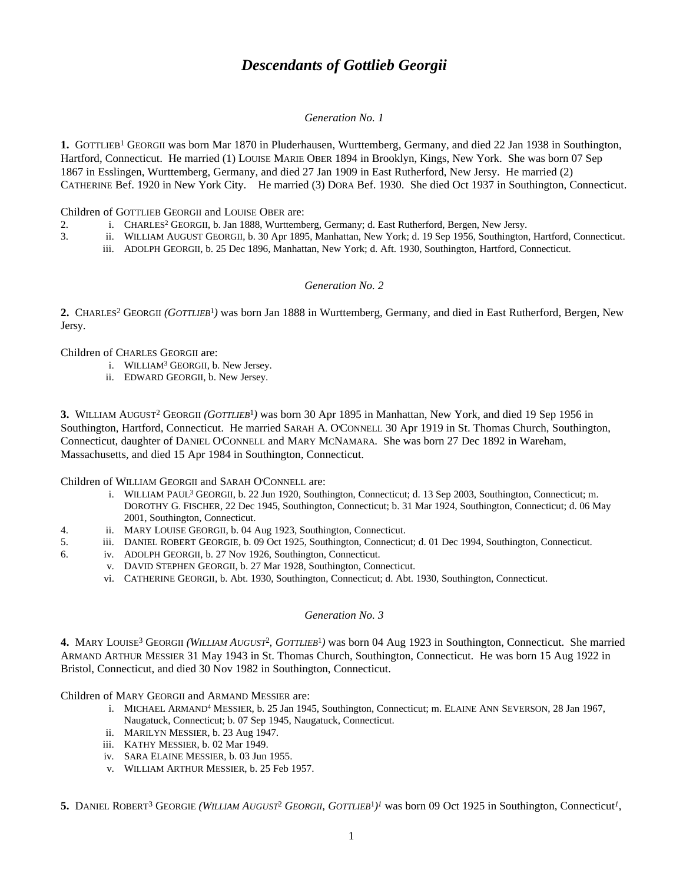# *Descendants of Gottlieb Georgii*

*Generation No. 1*

**1.** GOTTLIEB[1] GEORGII was born Mar 1870 in Pluderhausen, Wurttemberg, Germany, and died 22 Jan 1938 in Southington, Hartford, Connecticut. He married (1) LOUISE MARIE OBER 1894 in Brooklyn, Kings, New York. She was born 07 Sep 1867 in Esslingen, Wurttemberg, Germany, and died 27 Jan 1909 in East Rutherford, New Jersy. He married (2) CATHERINE Bef. 1920 in New York City. He married (3) DORA Bef. 1930. She died Oct 1937 in Southington, Connecticut.

Children of GOTTLIEB GEORGII and LOUISE OBER are:

2. i. CHARLES[2] GEORGII, b. Jan 1888, Wurttemberg, Germany; d. East Rutherford, Bergen, New Jersy.
3. ii. WILLIAM AUGUST GEORGII, b. 30 Apr 1895, Manhattan, New York; d. 19 Sep 1956, Southington, Hartford, Connecticut.
   iii. ADOLPH GEORGII, b. 25 Dec 1896, Manhattan, New York; d. Aft. 1930, Southington, Hartford, Connecticut.

*Generation No. 2*

**2.** CHARLES[2] GEORGII *(GOTTLIEB[1])* was born Jan 1888 in Wurttemberg, Germany, and died in East Rutherford, Bergen, New Jersy.

Children of CHARLES GEORGII are:

   i. WILLIAM[3] GEORGII, b. New Jersey.
   ii. EDWARD GEORGII, b. New Jersey.

**3.** WILLIAM AUGUST[2] GEORGII *(GOTTLIEB[1])* was born 30 Apr 1895 in Manhattan, New York, and died 19 Sep 1956 in Southington, Hartford, Connecticut. He married SARAH A. O'CONNELL 30 Apr 1919 in St. Thomas Church, Southington, Connecticut, daughter of DANIEL O'CONNELL and MARY MCNAMARA. She was born 27 Dec 1892 in Wareham, Massachusetts, and died 15 Apr 1984 in Southington, Connecticut.

Children of WILLIAM GEORGII and SARAH O'CONNELL are:

   i. WILLIAM PAUL[3] GEORGII, b. 22 Jun 1920, Southington, Connecticut; d. 13 Sep 2003, Southington, Connecticut; m. DOROTHY G. FISCHER, 22 Dec 1945, Southington, Connecticut; b. 31 Mar 1924, Southington, Connecticut; d. 06 May 2001, Southington, Connecticut.
4. ii. MARY LOUISE GEORGII, b. 04 Aug 1923, Southington, Connecticut.
5. iii. DANIEL ROBERT GEORGIE, b. 09 Oct 1925, Southington, Connecticut; d. 01 Dec 1994, Southington, Connecticut.
6. iv. ADOLPH GEORGII, b. 27 Nov 1926, Southington, Connecticut.
   v. DAVID STEPHEN GEORGII, b. 27 Mar 1928, Southington, Connecticut.
   vi. CATHERINE GEORGII, b. Abt. 1930, Southington, Connecticut; d. Abt. 1930, Southington, Connecticut.

*Generation No. 3*

**4.** MARY LOUISE[3] GEORGII *(WILLIAM AUGUST[2], GOTTLIEB[1])* was born 04 Aug 1923 in Southington, Connecticut. She married ARMAND ARTHUR MESSIER 31 May 1943 in St. Thomas Church, Southington, Connecticut. He was born 15 Aug 1922 in Bristol, Connecticut, and died 30 Nov 1982 in Southington, Connecticut.

Children of MARY GEORGII and ARMAND MESSIER are:

   i. MICHAEL ARMAND[4] MESSIER, b. 25 Jan 1945, Southington, Connecticut; m. ELAINE ANN SEVERSON, 28 Jan 1967, Naugatuck, Connecticut; b. 07 Sep 1945, Naugatuck, Connecticut.
   ii. MARILYN MESSIER, b. 23 Aug 1947.
   iii. KATHY MESSIER, b. 02 Mar 1949.
   iv. SARA ELAINE MESSIER, b. 03 Jun 1955.
   v. WILLIAM ARTHUR MESSIER, b. 25 Feb 1957.

**5.** DANIEL ROBERT[3] GEORGIE *(WILLIAM AUGUST[2] GEORGII, GOTTLIEB[1])*[1] was born 09 Oct 1925 in Southington, Connecticut[1],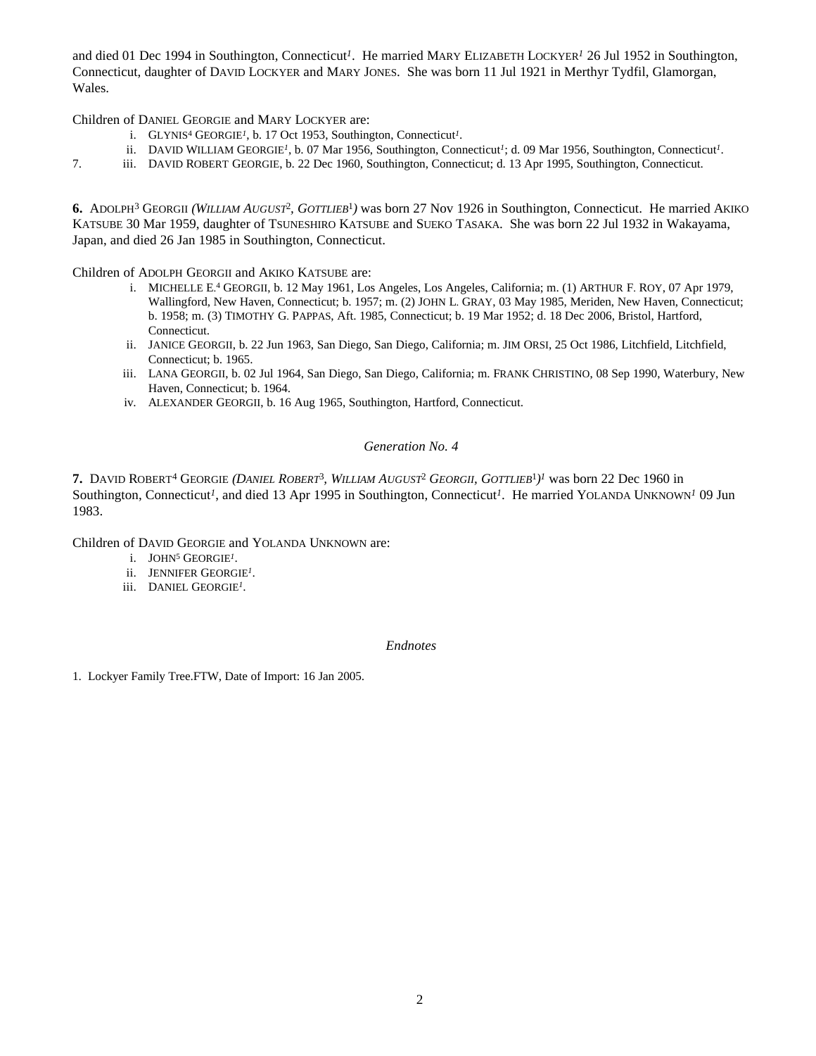and died 01 Dec 1994 in Southington, Connecticut[1]. He married MARY ELIZABETH LOCKYER[1] 26 Jul 1952 in Southington, Connecticut, daughter of DAVID LOCKYER and MARY JONES. She was born 11 Jul 1921 in Merthyr Tydfil, Glamorgan, Wales.

Children of DANIEL GEORGIE and MARY LOCKYER are:

- i. GLYNIS[4] GEORGIE[1], b. 17 Oct 1953, Southington, Connecticut[1].
- ii. DAVID WILLIAM GEORGIE[1], b. 07 Mar 1956, Southington, Connecticut[1]; d. 09 Mar 1956, Southington, Connecticut[1].
- 7. iii. DAVID ROBERT GEORGIE, b. 22 Dec 1960, Southington, Connecticut; d. 13 Apr 1995, Southington, Connecticut.

**6.** ADOLPH[3] GEORGII *(WILLIAM AUGUST[2], GOTTLIEB[1])* was born 27 Nov 1926 in Southington, Connecticut. He married AKIKO KATSUBE 30 Mar 1959, daughter of TSUNESHIRO KATSUBE and SUEKO TASAKA. She was born 22 Jul 1932 in Wakayama, Japan, and died 26 Jan 1985 in Southington, Connecticut.

Children of ADOLPH GEORGII and AKIKO KATSUBE are:

- i. MICHELLE E.[4] GEORGII, b. 12 May 1961, Los Angeles, Los Angeles, California; m. (1) ARTHUR F. ROY, 07 Apr 1979, Wallingford, New Haven, Connecticut; b. 1957; m. (2) JOHN L. GRAY, 03 May 1985, Meriden, New Haven, Connecticut; b. 1958; m. (3) TIMOTHY G. PAPPAS, Aft. 1985, Connecticut; b. 19 Mar 1952; d. 18 Dec 2006, Bristol, Hartford, Connecticut.
- ii. JANICE GEORGII, b. 22 Jun 1963, San Diego, San Diego, California; m. JIM ORSI, 25 Oct 1986, Litchfield, Litchfield, Connecticut; b. 1965.
- iii. LANA GEORGII, b. 02 Jul 1964, San Diego, San Diego, California; m. FRANK CHRISTINO, 08 Sep 1990, Waterbury, New Haven, Connecticut; b. 1964.
- iv. ALEXANDER GEORGII, b. 16 Aug 1965, Southington, Hartford, Connecticut.

## *Generation No. 4*

**7.** DAVID ROBERT[4] GEORGIE *(DANIEL ROBERT[3], WILLIAM AUGUST[2] GEORGII, GOTTLIEB[1])*[1] was born 22 Dec 1960 in Southington, Connecticut[1], and died 13 Apr 1995 in Southington, Connecticut[1]. He married YOLANDA UNKNOWN[1] 09 Jun 1983.

Children of DAVID GEORGIE and YOLANDA UNKNOWN are:

- i. JOHN[5] GEORGIE[1].
- ii. JENNIFER GEORGIE[1].
- iii. DANIEL GEORGIE[1].

## *Endnotes*

1. Lockyer Family Tree.FTW, Date of Import: 16 Jan 2005.